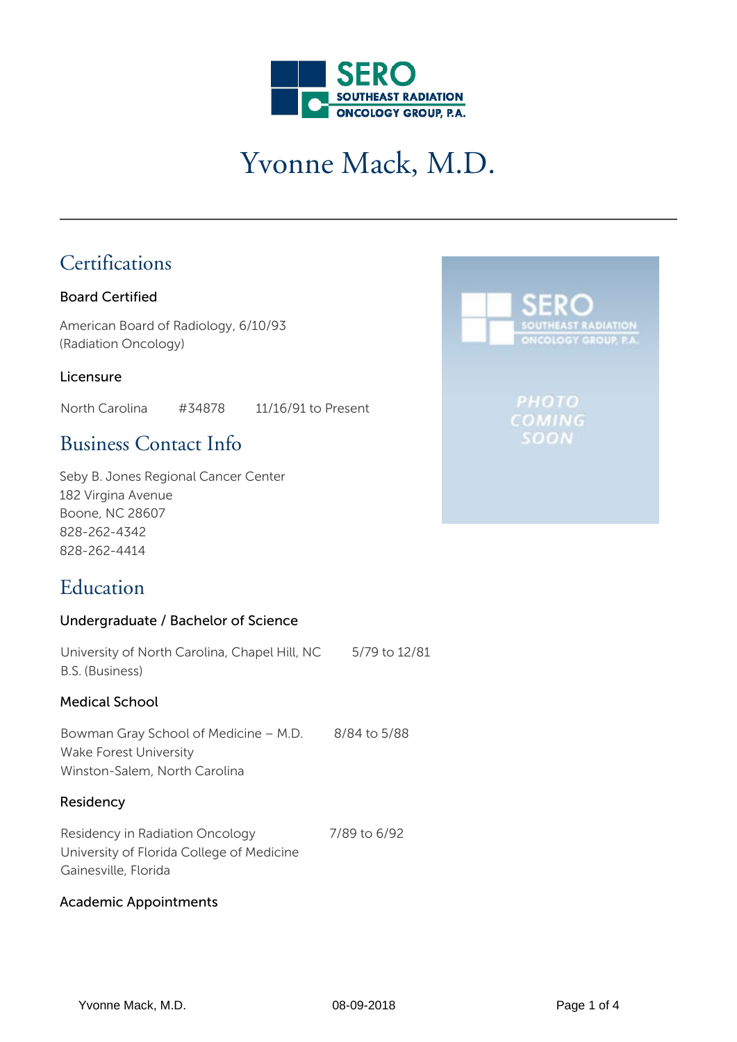# Yvonne Mack, M.D.

## Certifications

### Board Certified

American Board of Radiology, 6/10/93
(Radiation Oncology)

### Licensure

North Carolina #34878 11/16/91 to Present

## Business Contact Info

Seby B. Jones Regional Cancer Center
182 Virgina Avenue
Boone, NC 28607
828-262-4342
828-262-4414

## Education

### Undergraduate / Bachelor of Science

University of North Carolina, Chapel Hill, NC 5/79 to 12/81
B.S. (Business)

### Medical School

Bowman Gray School of Medicine – M.D. 8/84 to 5/88
Wake Forest University
Winston-Salem, North Carolina

### Residency

Residency in Radiation Oncology 7/89 to 6/92
University of Florida College of Medicine
Gainesville, Florida

### Academic Appointments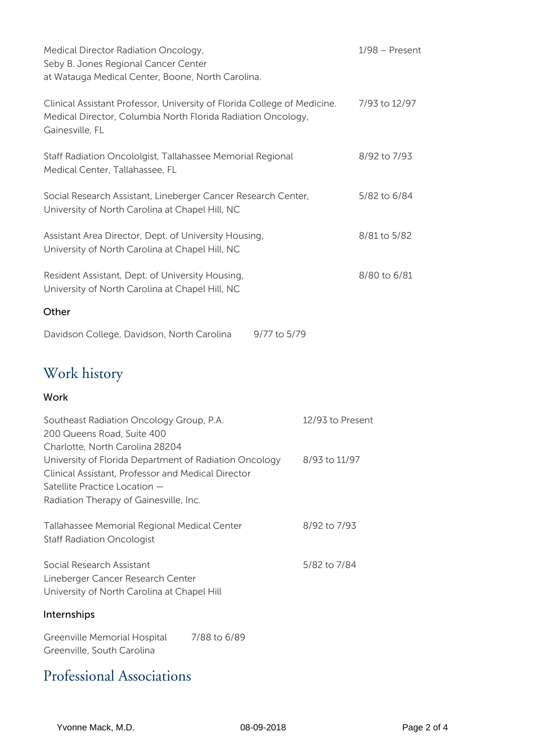Medical Director Radiation Oncology, Seby B. Jones Regional Cancer Center at Watauga Medical Center, Boone, North Carolina. — 1/98 – Present

Clinical Assistant Professor, University of Florida College of Medicine. Medical Director, Columbia North Florida Radiation Oncology, Gainesville, FL — 7/93 to 12/97

Staff Radiation Oncololgist, Tallahassee Memorial Regional Medical Center, Tallahassee, FL — 8/92 to 7/93

Social Research Assistant, Lineberger Cancer Research Center, University of North Carolina at Chapel Hill, NC — 5/82 to 6/84

Assistant Area Director, Dept. of University Housing, University of North Carolina at Chapel Hill, NC — 8/81 to 5/82

Resident Assistant, Dept. of University Housing, University of North Carolina at Chapel Hill, NC — 8/80 to 6/81

### Other

Davidson College, Davidson, North Carolina — 9/77 to 5/79

## Work history

### Work

Southeast Radiation Oncology Group, P.A.
200 Queens Road, Suite 400
Charlotte, North Carolina 28204 — 12/93 to Present

University of Florida Department of Radiation Oncology
Clinical Assistant, Professor and Medical Director
Satellite Practice Location —
Radiation Therapy of Gainesville, Inc. — 8/93 to 11/97

Tallahassee Memorial Regional Medical Center
Staff Radiation Oncologist — 8/92 to 7/93

Social Research Assistant
Lineberger Cancer Research Center
University of North Carolina at Chapel Hill — 5/82 to 7/84

### Internships

Greenville Memorial Hospital
Greenville, South Carolina — 7/88 to 6/89

## Professional Associations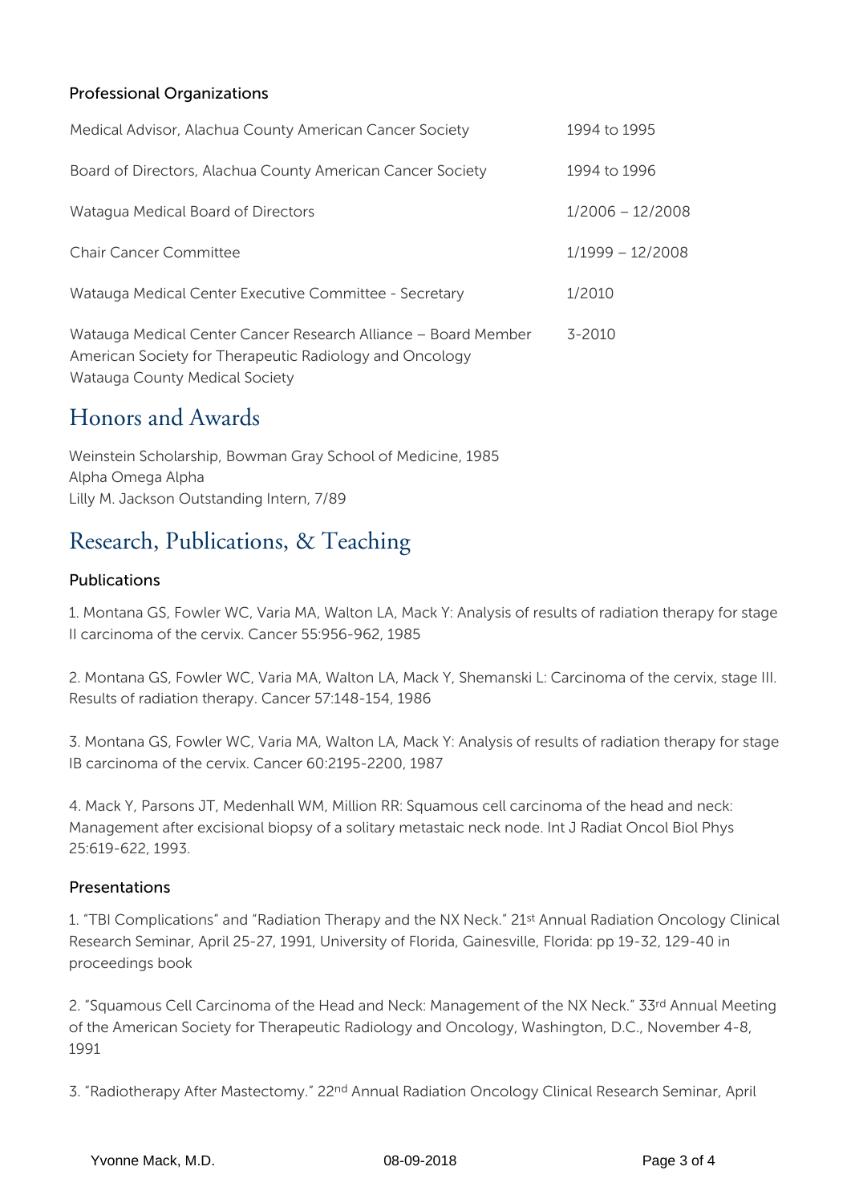### Professional Organizations

| | |
|---|---|
| Medical Advisor, Alachua County American Cancer Society | 1994 to 1995 |
| Board of Directors, Alachua County American Cancer Society | 1994 to 1996 |
| Watagua Medical Board of Directors | 1/2006 – 12/2008 |
| Chair Cancer Committee | 1/1999 – 12/2008 |
| Watauga Medical Center Executive Committee - Secretary | 1/2010 |
| Watauga Medical Center Cancer Research Alliance – Board Member | 3-2010 |
| American Society for Therapeutic Radiology and Oncology | |
| Watauga County Medical Society | |

## Honors and Awards

Weinstein Scholarship, Bowman Gray School of Medicine, 1985
Alpha Omega Alpha
Lilly M. Jackson Outstanding Intern, 7/89

## Research, Publications, & Teaching

### Publications

1. Montana GS, Fowler WC, Varia MA, Walton LA, Mack Y: Analysis of results of radiation therapy for stage II carcinoma of the cervix. Cancer 55:956-962, 1985

2. Montana GS, Fowler WC, Varia MA, Walton LA, Mack Y, Shemanski L: Carcinoma of the cervix, stage III. Results of radiation therapy. Cancer 57:148-154, 1986

3. Montana GS, Fowler WC, Varia MA, Walton LA, Mack Y: Analysis of results of radiation therapy for stage IB carcinoma of the cervix. Cancer 60:2195-2200, 1987

4. Mack Y, Parsons JT, Medenhall WM, Million RR: Squamous cell carcinoma of the head and neck: Management after excisional biopsy of a solitary metastaic neck node. Int J Radiat Oncol Biol Phys 25:619-622, 1993.

### Presentations

1. "TBI Complications" and "Radiation Therapy and the NX Neck." 21st Annual Radiation Oncology Clinical Research Seminar, April 25-27, 1991, University of Florida, Gainesville, Florida: pp 19-32, 129-40 in proceedings book

2. "Squamous Cell Carcinoma of the Head and Neck: Management of the NX Neck." 33rd Annual Meeting of the American Society for Therapeutic Radiology and Oncology, Washington, D.C., November 4-8, 1991

3. "Radiotherapy After Mastectomy." 22nd Annual Radiation Oncology Clinical Research Seminar, April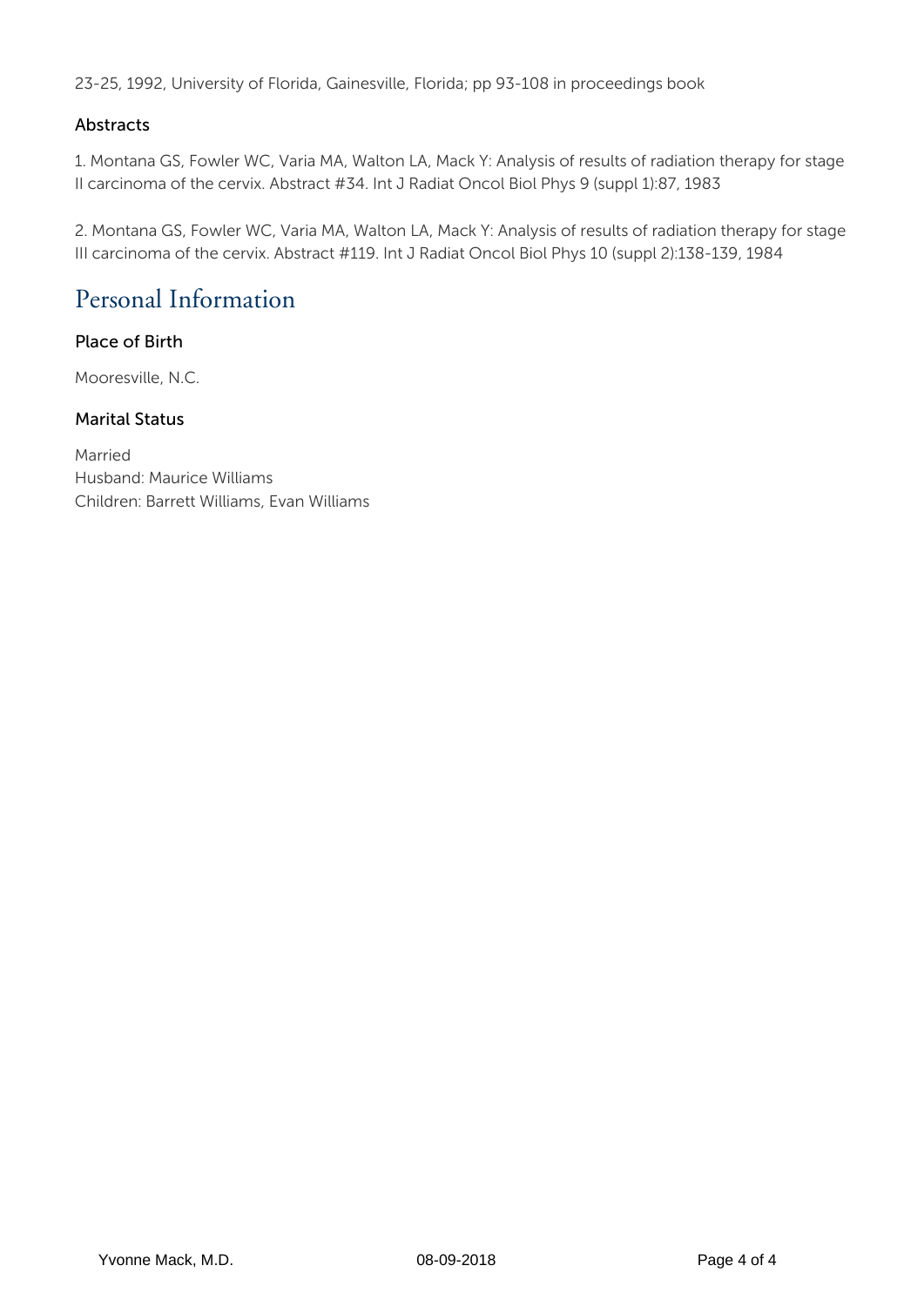23-25, 1992, University of Florida, Gainesville, Florida; pp 93-108 in proceedings book

### Abstracts

1. Montana GS, Fowler WC, Varia MA, Walton LA, Mack Y: Analysis of results of radiation therapy for stage II carcinoma of the cervix. Abstract #34. Int J Radiat Oncol Biol Phys 9 (suppl 1):87, 1983

2. Montana GS, Fowler WC, Varia MA, Walton LA, Mack Y: Analysis of results of radiation therapy for stage III carcinoma of the cervix. Abstract #119. Int J Radiat Oncol Biol Phys 10 (suppl 2):138-139, 1984

## Personal Information

### Place of Birth

Mooresville, N.C.

### Marital Status

Married
Husband: Maurice Williams
Children: Barrett Williams, Evan Williams